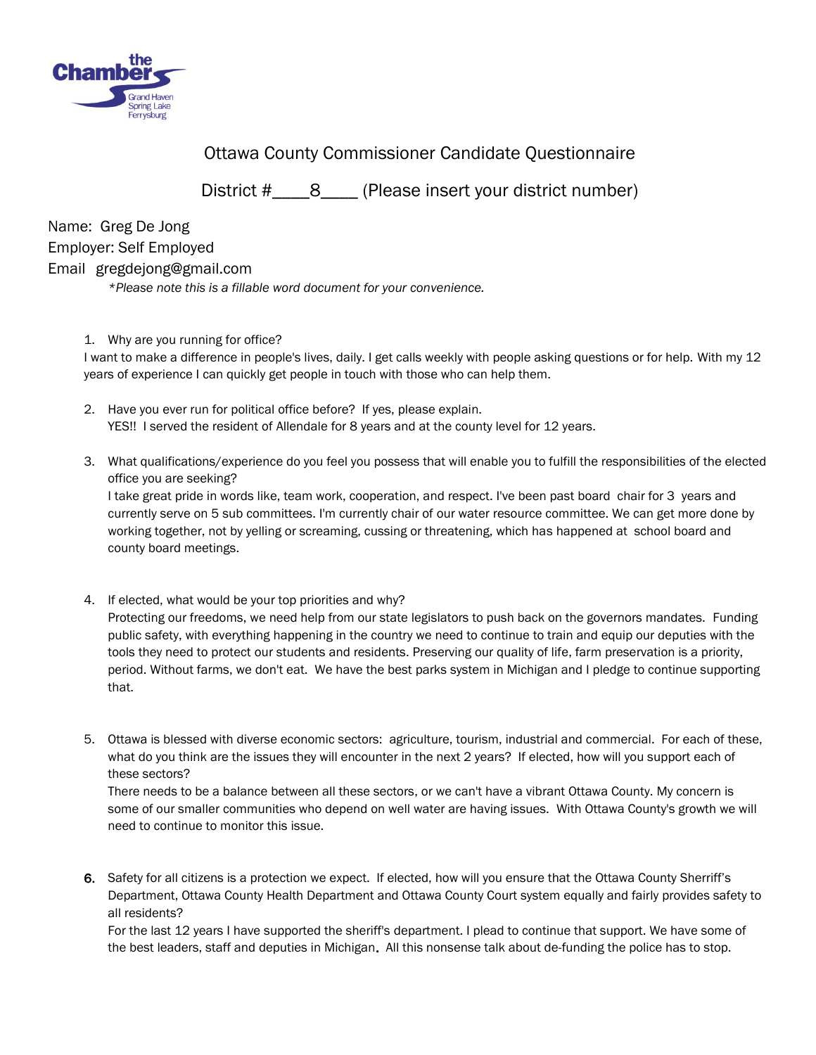# Ottawa County Commissioner Candidate Questionnaire

District #____8____ (Please insert your district number)

Name: Greg De Jong
Employer: Self Employed
Email gregdejong@gmail.com

*\*Please note this is a fillable word document for your convenience.*

1. Why are you running for office?

I want to make a difference in people's lives, daily. I get calls weekly with people asking questions or for help. With my 12 years of experience I can quickly get people in touch with those who can help them.

2. Have you ever run for political office before? If yes, please explain.

YES!! I served the resident of Allendale for 8 years and at the county level for 12 years.

3. What qualifications/experience do you feel you possess that will enable you to fulfill the responsibilities of the elected office you are seeking?

I take great pride in words like, team work, cooperation, and respect. I've been past board chair for 3 years and currently serve on 5 sub committees. I'm currently chair of our water resource committee. We can get more done by working together, not by yelling or screaming, cussing or threatening, which has happened at school board and county board meetings.

4. If elected, what would be your top priorities and why?

Protecting our freedoms, we need help from our state legislators to push back on the governors mandates. Funding public safety, with everything happening in the country we need to continue to train and equip our deputies with the tools they need to protect our students and residents. Preserving our quality of life, farm preservation is a priority, period. Without farms, we don't eat. We have the best parks system in Michigan and I pledge to continue supporting that.

5. Ottawa is blessed with diverse economic sectors: agriculture, tourism, industrial and commercial. For each of these, what do you think are the issues they will encounter in the next 2 years? If elected, how will you support each of these sectors?

There needs to be a balance between all these sectors, or we can't have a vibrant Ottawa County. My concern is some of our smaller communities who depend on well water are having issues. With Ottawa County's growth we will need to continue to monitor this issue.

6. Safety for all citizens is a protection we expect. If elected, how will you ensure that the Ottawa County Sherriff's Department, Ottawa County Health Department and Ottawa County Court system equally and fairly provides safety to all residents?

For the last 12 years I have supported the sheriff's department. I plead to continue that support. We have some of the best leaders, staff and deputies in Michigan. All this nonsense talk about de-funding the police has to stop.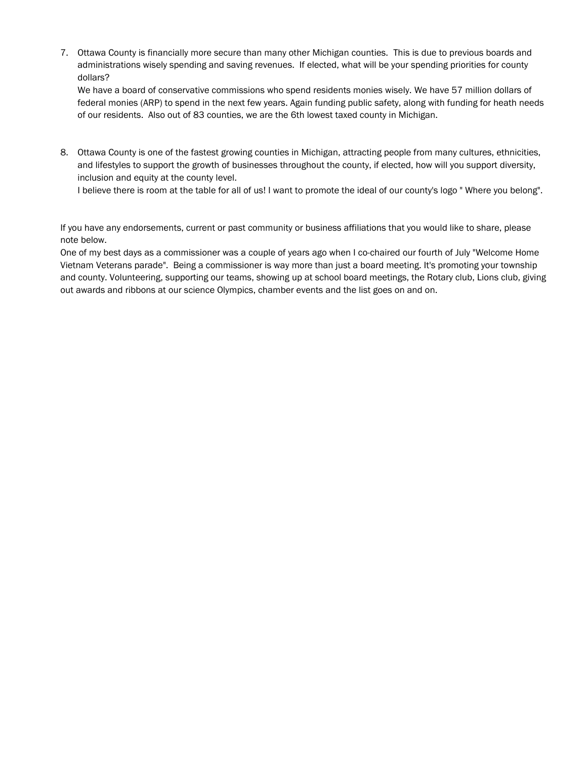7. Ottawa County is financially more secure than many other Michigan counties. This is due to previous boards and administrations wisely spending and saving revenues. If elected, what will be your spending priorities for county dollars?
   We have a board of conservative commissions who spend residents monies wisely. We have 57 million dollars of federal monies (ARP) to spend in the next few years. Again funding public safety, along with funding for heath needs of our residents. Also out of 83 counties, we are the 6th lowest taxed county in Michigan.

8. Ottawa County is one of the fastest growing counties in Michigan, attracting people from many cultures, ethnicities, and lifestyles to support the growth of businesses throughout the county, if elected, how will you support diversity, inclusion and equity at the county level.
   I believe there is room at the table for all of us! I want to promote the ideal of our county's logo " Where you belong".

If you have any endorsements, current or past community or business affiliations that you would like to share, please note below.
One of my best days as a commissioner was a couple of years ago when I co-chaired our fourth of July "Welcome Home Vietnam Veterans parade". Being a commissioner is way more than just a board meeting. It's promoting your township and county. Volunteering, supporting our teams, showing up at school board meetings, the Rotary club, Lions club, giving out awards and ribbons at our science Olympics, chamber events and the list goes on and on.